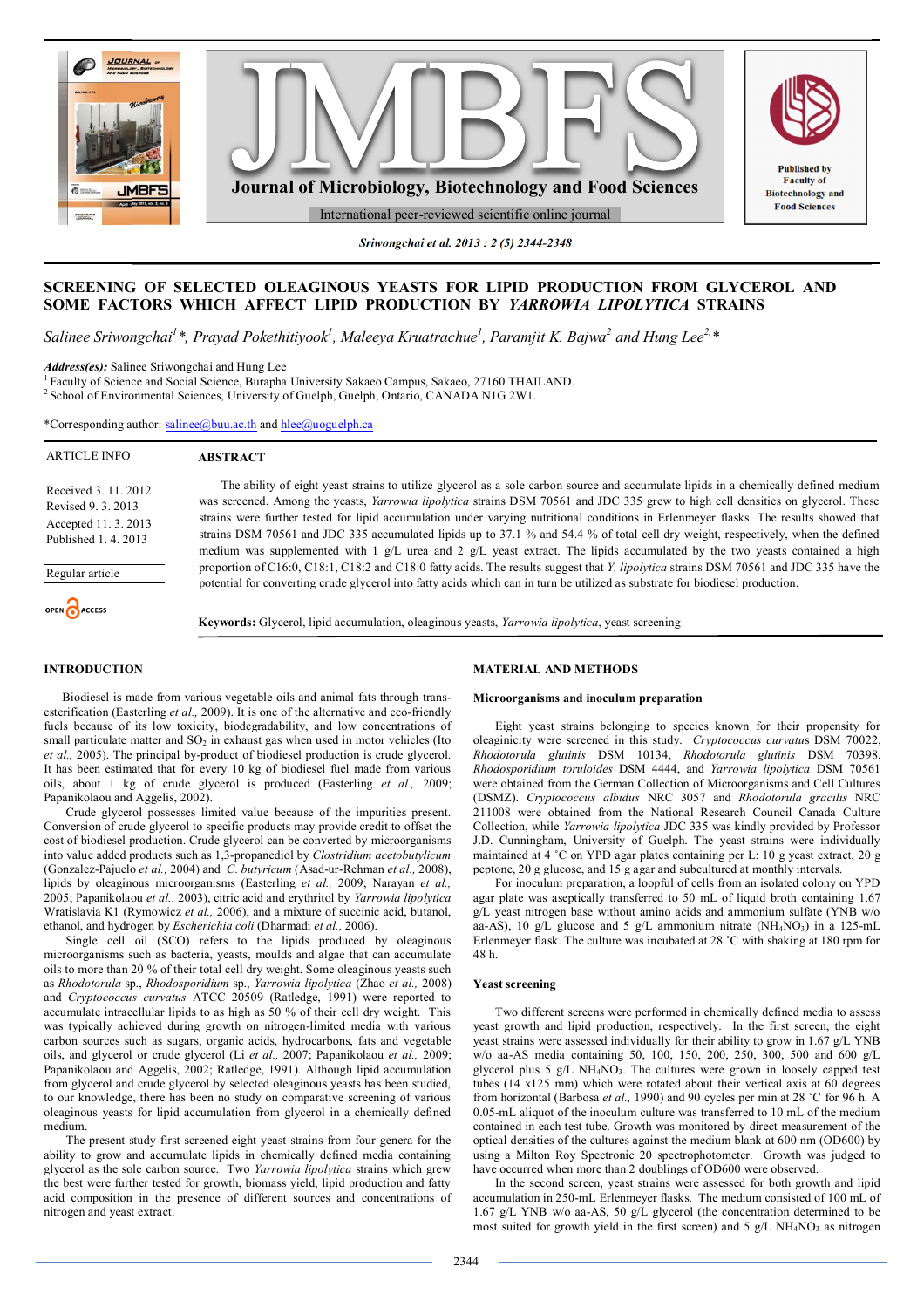# SCREENING OF SELECTED OLEAGINOUS YEASTS FOR LIPID PRODUCTION FROM GLYCEROL AND SOME FACTORS WHICH AFFECT LIPID PRODUCTION BY *YARROWIA LIPOLYTICA* STRAINS

*Salinee Sriwongchai[1]\*, Prayad Pokethitiyook[1], Maleeya Kruatrachue[1], Paramjit K. Bajwa[2] and Hung Lee[2,]\**

***Address(es):*** Salinee Sriwongchai and Hung Lee
[1] Faculty of Science and Social Science, Burapha University Sakaeo Campus, Sakaeo, 27160 THAILAND.
[2] School of Environmental Sciences, University of Guelph, Guelph, Ontario, CANADA N1G 2W1.

*Corresponding author: salinee@buu.ac.th and hlee@uoguelph.ca

ARTICLE INFO

Received 3. 11. 2012
Revised 9. 3. 2013
Accepted 11. 3. 2013
Published 1. 4. 2013

Regular article

OPEN ACCESS

## ABSTRACT

The ability of eight yeast strains to utilize glycerol as a sole carbon source and accumulate lipids in a chemically defined medium was screened. Among the yeasts, *Yarrowia lipolytica* strains DSM 70561 and JDC 335 grew to high cell densities on glycerol. These strains were further tested for lipid accumulation under varying nutritional conditions in Erlenmeyer flasks. The results showed that strains DSM 70561 and JDC 335 accumulated lipids up to 37.1 % and 54.4 % of total cell dry weight, respectively, when the defined medium was supplemented with 1 g/L urea and 2 g/L yeast extract. The lipids accumulated by the two yeasts contained a high proportion of C16:0, C18:1, C18:2 and C18:0 fatty acids. The results suggest that *Y. lipolytica* strains DSM 70561 and JDC 335 have the potential for converting crude glycerol into fatty acids which can in turn be utilized as substrate for biodiesel production.

**Keywords:** Glycerol, lipid accumulation, oleaginous yeasts, *Yarrowia lipolytica*, yeast screening

## INTRODUCTION

Biodiesel is made from various vegetable oils and animal fats through trans-esterification (Easterling *et al.,* 2009). It is one of the alternative and eco-friendly fuels because of its low toxicity, biodegradability, and low concentrations of small particulate matter and $SO_2$ in exhaust gas when used in motor vehicles (Ito *et al.,* 2005). The principal by-product of biodiesel production is crude glycerol. It has been estimated that for every 10 kg of biodiesel fuel made from various oils, about 1 kg of crude glycerol is produced (Easterling *et al.,* 2009; Papanikolaou and Aggelis, 2002).

Crude glycerol possesses limited value because of the impurities present. Conversion of crude glycerol to specific products may provide credit to offset the cost of biodiesel production. Crude glycerol can be converted by microorganisms into value added products such as 1,3-propanediol by *Clostridium acetobutylicum* (Gonzalez-Pajuelo *et al.,* 2004) and *C. butyricum* (Asad-ur-Rehman *et al.,* 2008), lipids by oleaginous microorganisms (Easterling *et al.,* 2009; Narayan *et al.,* 2005; Papanikolaou *et al.,* 2003), citric acid and erythritol by *Yarrowia lipolytica* Wratislavia K1 (Rymowicz *et al.,* 2006), and a mixture of succinic acid, butanol, ethanol, and hydrogen by *Escherichia coli* (Dharmadi *et al.,* 2006).

Single cell oil (SCO) refers to the lipids produced by oleaginous microorganisms such as bacteria, yeasts, moulds and algae that can accumulate oils to more than 20 % of their total cell dry weight. Some oleaginous yeasts such as *Rhodotorula* sp., *Rhodosporidium* sp., *Yarrowia lipolytica* (Zhao *et al.,* 2008) and *Cryptococcus curvatus* ATCC 20509 (Ratledge, 1991) were reported to accumulate intracellular lipids to as high as 50 % of their cell dry weight. This was typically achieved during growth on nitrogen-limited media with various carbon sources such as sugars, organic acids, hydrocarbons, fats and vegetable oils, and glycerol or crude glycerol (Li *et al.,* 2007; Papanikolaou *et al.,* 2009; Papanikolaou and Aggelis, 2002; Ratledge, 1991). Although lipid accumulation from glycerol and crude glycerol by selected oleaginous yeasts has been studied, to our knowledge, there has been no study on comparative screening of various oleaginous yeasts for lipid accumulation from glycerol in a chemically defined medium.

The present study first screened eight yeast strains from four genera for the ability to grow and accumulate lipids in chemically defined media containing glycerol as the sole carbon source. Two *Yarrowia lipolytica* strains which grew the best were further tested for growth, biomass yield, lipid production and fatty acid composition in the presence of different sources and concentrations of nitrogen and yeast extract.

## MATERIAL AND METHODS

### Microorganisms and inoculum preparation

Eight yeast strains belonging to species known for their propensity for oleaginicity were screened in this study. *Cryptococcus curvatus* DSM 70022, *Rhodotorula glutinis* DSM 10134, *Rhodotorula glutinis* DSM 70398, *Rhodosporidium toruloides* DSM 4444, and *Yarrowia lipolytica* DSM 70561 were obtained from the German Collection of Microorganisms and Cell Cultures (DSMZ). *Cryptococcus albidus* NRC 3057 and *Rhodotorula gracilis* NRC 211008 were obtained from the National Research Council Canada Culture Collection, while *Yarrowia lipolytica* JDC 335 was kindly provided by Professor J.D. Cunningham, University of Guelph. The yeast strains were individually maintained at 4 ˚C on YPD agar plates containing per L: 10 g yeast extract, 20 g peptone, 20 g glucose, and 15 g agar and subcultured at monthly intervals.

For inoculum preparation, a loopful of cells from an isolated colony on YPD agar plate was aseptically transferred to 50 mL of liquid broth containing 1.67 g/L yeast nitrogen base without amino acids and ammonium sulfate (YNB w/o aa-AS), 10 g/L glucose and 5 g/L ammonium nitrate ($NH_4NO_3$) in a 125-mL Erlenmeyer flask. The culture was incubated at 28 ˚C with shaking at 180 rpm for 48 h.

### Yeast screening

Two different screens were performed in chemically defined media to assess yeast growth and lipid production, respectively. In the first screen, the eight yeast strains were assessed individually for their ability to grow in 1.67 g/L YNB w/o aa-AS media containing 50, 100, 150, 200, 250, 300, 500 and 600 g/L glycerol plus 5 g/L $NH_4NO_3$. The cultures were grown in loosely capped test tubes (14 x125 mm) which were rotated about their vertical axis at 60 degrees from horizontal (Barbosa *et al.,* 1990) and 90 cycles per min at 28 ˚C for 96 h. A 0.05-mL aliquot of the inoculum culture was transferred to 10 mL of the medium contained in each test tube. Growth was monitored by direct measurement of the optical densities of the cultures against the medium blank at 600 nm (OD600) by using a Milton Roy Spectronic 20 spectrophotometer. Growth was judged to have occurred when more than 2 doublings of OD600 were observed.

In the second screen, yeast strains were assessed for both growth and lipid accumulation in 250-mL Erlenmeyer flasks. The medium consisted of 100 mL of 1.67 g/L YNB w/o aa-AS, 50 g/L glycerol (the concentration determined to be most suited for growth yield in the first screen) and 5 g/L $NH_4NO_3$ as nitrogen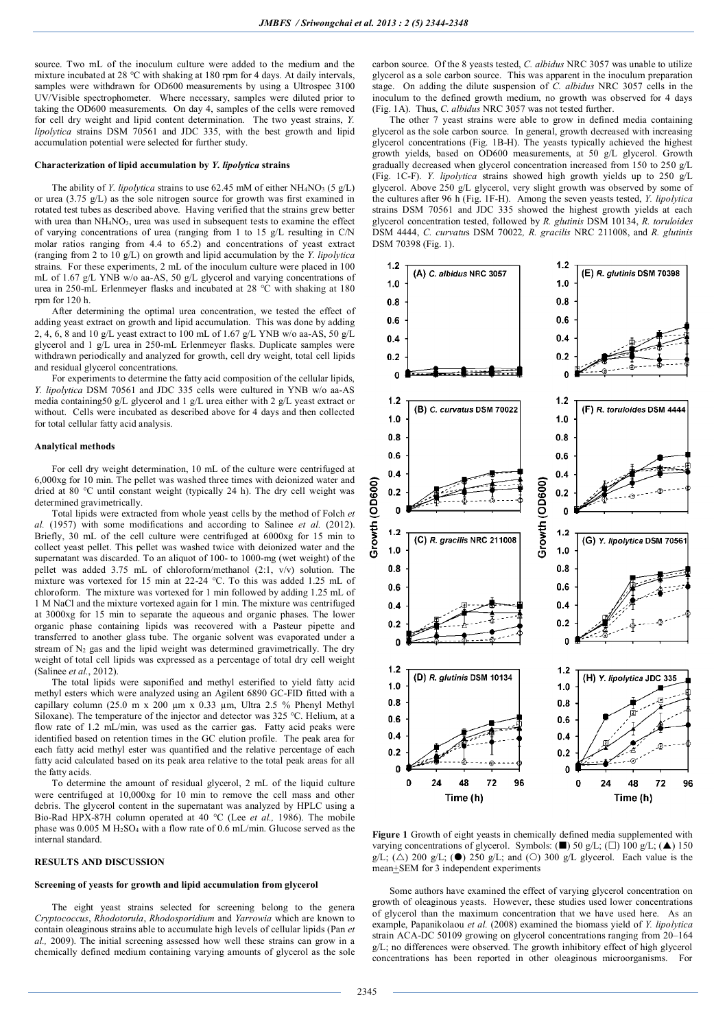source. Two mL of the inoculum culture were added to the medium and the mixture incubated at 28 °C with shaking at 180 rpm for 4 days. At daily intervals, samples were withdrawn for OD600 measurements by using a Ultrospec 3100 UV/Visible spectrophotometer. Where necessary, samples were diluted prior to taking the OD600 measurements. On day 4, samples of the cells were removed for cell dry weight and lipid content determination. The two yeast strains, *Y. lipolytica* strains DSM 70561 and JDC 335, with the best growth and lipid accumulation potential were selected for further study.

#### Characterization of lipid accumulation by *Y. lipolytica* strains

The ability of *Y. lipolytica* strains to use 62.45 mM of either $NH_4NO_3$ (5 g/L) or urea (3.75 g/L) as the sole nitrogen source for growth was first examined in rotated test tubes as described above. Having verified that the strains grew better with urea than $NH_4NO_3$, urea was used in subsequent tests to examine the effect of varying concentrations of urea (ranging from 1 to 15 g/L resulting in C/N molar ratios ranging from 4.4 to 65.2) and concentrations of yeast extract (ranging from 2 to 10 g/L) on growth and lipid accumulation by the *Y. lipolytica* strains. For these experiments, 2 mL of the inoculum culture were placed in 100 mL of 1.67 g/L YNB w/o aa-AS, 50 g/L glycerol and varying concentrations of urea in 250-mL Erlenmeyer flasks and incubated at 28 °C with shaking at 180 rpm for 120 h.

After determining the optimal urea concentration, we tested the effect of adding yeast extract on growth and lipid accumulation. This was done by adding 2, 4, 6, 8 and 10 g/L yeast extract to 100 mL of 1.67 g/L YNB w/o aa-AS, 50 g/L glycerol and 1 g/L urea in 250-mL Erlenmeyer flasks. Duplicate samples were withdrawn periodically and analyzed for growth, cell dry weight, total cell lipids and residual glycerol concentrations.

For experiments to determine the fatty acid composition of the cellular lipids, *Y. lipolytica* DSM 70561 and JDC 335 cells were cultured in YNB w/o aa-AS media containing50 g/L glycerol and 1 g/L urea either with 2 g/L yeast extract or without. Cells were incubated as described above for 4 days and then collected for total cellular fatty acid analysis.

#### Analytical methods

For cell dry weight determination, 10 mL of the culture were centrifuged at 6,000xg for 10 min. The pellet was washed three times with deionized water and dried at 80 °C until constant weight (typically 24 h). The dry cell weight was determined gravimetrically.

Total lipids were extracted from whole yeast cells by the method of Folch *et al.* (1957) with some modifications and according to Salinee *et al.* (2012). Briefly, 30 mL of the cell culture were centrifuged at 6000xg for 15 min to collect yeast pellet. This pellet was washed twice with deionized water and the supernatant was discarded. To an aliquot of 100- to 1000-mg (wet weight) of the pellet was added 3.75 mL of chloroform/methanol (2:1, v/v) solution. The mixture was vortexed for 15 min at 22-24 °C. To this was added 1.25 mL of chloroform. The mixture was vortexed for 1 min followed by adding 1.25 mL of 1 M NaCl and the mixture vortexed again for 1 min. The mixture was centrifuged at 3000xg for 15 min to separate the aqueous and organic phases. The lower organic phase containing lipids was recovered with a Pasteur pipette and transferred to another glass tube. The organic solvent was evaporated under a stream of $N_2$ gas and the lipid weight was determined gravimetrically. The dry weight of total cell lipids was expressed as a percentage of total dry cell weight (Salinee *et al.*, 2012).

The total lipids were saponified and methyl esterified to yield fatty acid methyl esters which were analyzed using an Agilent 6890 GC-FID fitted with a capillary column (25.0 m x 200 µm x 0.33 µm, Ultra 2.5 % Phenyl Methyl Siloxane). The temperature of the injector and detector was 325 °C. Helium, at a flow rate of 1.2 mL/min, was used as the carrier gas. Fatty acid peaks were identified based on retention times in the GC elution profile. The peak area for each fatty acid methyl ester was quantified and the relative percentage of each fatty acid calculated based on its peak area relative to the total peak areas for all the fatty acids.

To determine the amount of residual glycerol, 2 mL of the liquid culture were centrifuged at 10,000xg for 10 min to remove the cell mass and other debris. The glycerol content in the supernatant was analyzed by HPLC using a Bio-Rad HPX-87H column operated at 40 °C (Lee *et al.,* 1986). The mobile phase was 0.005 M $H_2SO_4$ with a flow rate of 0.6 mL/min. Glucose served as the internal standard.

## RESULTS AND DISCUSSION

#### Screening of yeasts for growth and lipid accumulation from glycerol

The eight yeast strains selected for screening belong to the genera *Cryptococcus*, *Rhodotorula*, *Rhodosporidium* and *Yarrowia* which are known to contain oleaginous strains able to accumulate high levels of cellular lipids (Pan *et al.,* 2009). The initial screening assessed how well these strains can grow in a chemically defined medium containing varying amounts of glycerol as the sole carbon source. Of the 8 yeasts tested, *C. albidus* NRC 3057 was unable to utilize glycerol as a sole carbon source. This was apparent in the inoculum preparation stage. On adding the dilute suspension of *C. albidus* NRC 3057 cells in the inoculum to the defined growth medium, no growth was observed for 4 days (Fig. 1A). Thus, *C. albidus* NRC 3057 was not tested further.

The other 7 yeast strains were able to grow in defined media containing glycerol as the sole carbon source. In general, growth decreased with increasing glycerol concentrations (Fig. 1B-H). The yeasts typically achieved the highest growth yields, based on OD600 measurements, at 50 g/L glycerol. Growth gradually decreased when glycerol concentration increased from 150 to 250 g/L (Fig. 1C-F). *Y. lipolytica* strains showed high growth yields up to 250 g/L glycerol. Above 250 g/L glycerol, very slight growth was observed by some of the cultures after 96 h (Fig. 1F-H). Among the seven yeasts tested, *Y. lipolytica* strains DSM 70561 and JDC 335 showed the highest growth yields at each glycerol concentration tested, followed by *R. glutinis* DSM 10134, *R. toruloides* DSM 4444, *C. curvatus* DSM 70022*, R. gracilis* NRC 211008, and *R. glutinis* DSM 70398 (Fig. 1).

**Figure 1** Growth of eight yeasts in chemically defined media supplemented with varying concentrations of glycerol. Symbols: (■) 50 g/L; (□) 100 g/L; (▲) 150 g/L; (△) 200 g/L; (●) 250 g/L; and (○) 300 g/L glycerol. Each value is the mean±SEM for 3 independent experiments

Some authors have examined the effect of varying glycerol concentration on growth of oleaginous yeasts. However, these studies used lower concentrations of glycerol than the maximum concentration that we have used here. As an example, Papanikolaou *et al.* (2008) examined the biomass yield of *Y. lipolytica* strain ACA-DC 50109 growing on glycerol concentrations ranging from 20–164 g/L; no differences were observed. The growth inhibitory effect of high glycerol concentrations has been reported in other oleaginous microorganisms. For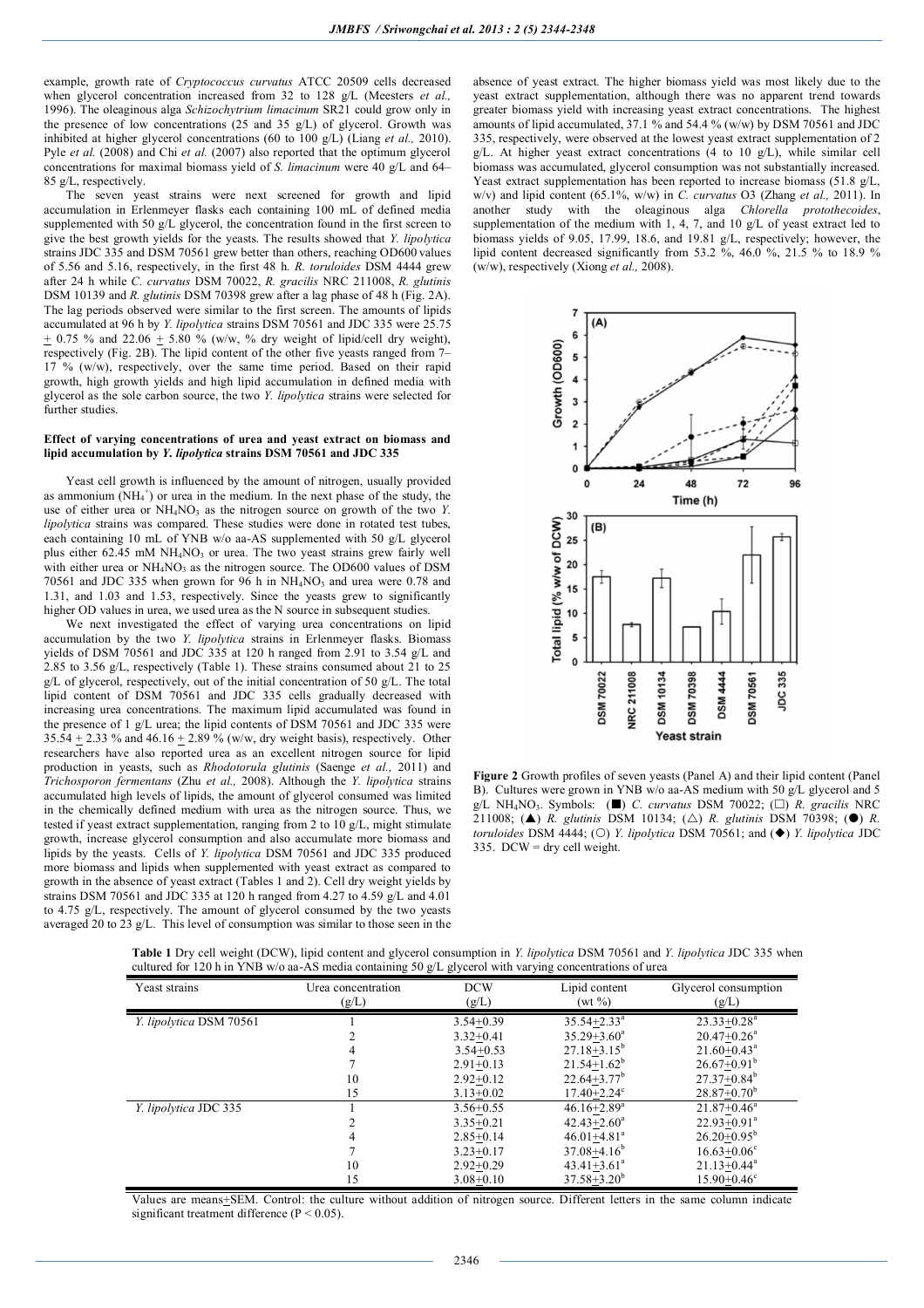example, growth rate of *Cryptococcus curvatus* ATCC 20509 cells decreased when glycerol concentration increased from 32 to 128 g/L (Meesters *et al.,* 1996). The oleaginous alga *Schizochytrium limacinum* SR21 could grow only in the presence of low concentrations (25 and 35 g/L) of glycerol. Growth was inhibited at higher glycerol concentrations (60 to 100 g/L) (Liang *et al.,* 2010). Pyle *et al.* (2008) and Chi *et al.* (2007) also reported that the optimum glycerol concentrations for maximal biomass yield of *S. limacinum* were 40 g/L and 64–85 g/L, respectively.

The seven yeast strains were next screened for growth and lipid accumulation in Erlenmeyer flasks each containing 100 mL of defined media supplemented with 50 g/L glycerol, the concentration found in the first screen to give the best growth yields for the yeasts. The results showed that *Y. lipolytica* strains JDC 335 and DSM 70561 grew better than others, reaching OD600 values of 5.56 and 5.16, respectively, in the first 48 h. *R. toruloides* DSM 4444 grew after 24 h while *C. curvatus* DSM 70022, *R. gracilis* NRC 211008, *R. glutinis* DSM 10139 and *R. glutinis* DSM 70398 grew after a lag phase of 48 h (Fig. 2A). The lag periods observed were similar to the first screen. The amounts of lipids accumulated at 96 h by *Y. lipolytica* strains DSM 70561 and JDC 335 were 25.75 ± 0.75 % and 22.06 ± 5.80 % (w/w, % dry weight of lipid/cell dry weight), respectively (Fig. 2B). The lipid content of the other five yeasts ranged from 7–17 % (w/w), respectively, over the same time period. Based on their rapid growth, high growth yields and high lipid accumulation in defined media with glycerol as the sole carbon source, the two *Y. lipolytica* strains were selected for further studies.

### Effect of varying concentrations of urea and yeast extract on biomass and lipid accumulation by *Y. lipolytica* strains DSM 70561 and JDC 335

Yeast cell growth is influenced by the amount of nitrogen, usually provided as ammonium ($NH_4^+$) or urea in the medium. In the next phase of the study, the use of either urea or $NH_4NO_3$ as the nitrogen source on growth of the two *Y. lipolytica* strains was compared. These studies were done in rotated test tubes, each containing 10 mL of YNB w/o aa-AS supplemented with 50 g/L glycerol plus either 62.45 mM $NH_4NO_3$ or urea. The two yeast strains grew fairly well with either urea or $NH_4NO_3$ as the nitrogen source. The OD600 values of DSM 70561 and JDC 335 when grown for 96 h in $NH_4NO_3$ and urea were 0.78 and 1.31, and 1.03 and 1.53, respectively. Since the yeasts grew to significantly higher OD values in urea, we used urea as the N source in subsequent studies.

We next investigated the effect of varying urea concentrations on lipid accumulation by the two *Y. lipolytica* strains in Erlenmeyer flasks. Biomass yields of DSM 70561 and JDC 335 at 120 h ranged from 2.91 to 3.54 g/L and 2.85 to 3.56 g/L, respectively (Table 1). These strains consumed about 21 to 25 g/L of glycerol, respectively, out of the initial concentration of 50 g/L. The total lipid content of DSM 70561 and JDC 335 cells gradually decreased with increasing urea concentrations. The maximum lipid accumulated was found in the presence of 1 g/L urea; the lipid contents of DSM 70561 and JDC 335 were 35.54 ± 2.33 % and 46.16 ± 2.89 % (w/w, dry weight basis), respectively. Other researchers have also reported urea as an excellent nitrogen source for lipid production in yeasts, such as *Rhodotorula glutinis* (Saenge *et al.,* 2011) and *Trichosporon fermentans* (Zhu *et al.,* 2008). Although the *Y. lipolytica* strains accumulated high levels of lipids, the amount of glycerol consumed was limited in the chemically defined medium with urea as the nitrogen source. Thus, we tested if yeast extract supplementation, ranging from 2 to 10 g/L, might stimulate growth, increase glycerol consumption and also accumulate more biomass and lipids by the yeasts. Cells of *Y. lipolytica* DSM 70561 and JDC 335 produced more biomass and lipids when supplemented with yeast extract as compared to growth in the absence of yeast extract (Tables 1 and 2). Cell dry weight yields by strains DSM 70561 and JDC 335 at 120 h ranged from 4.27 to 4.59 g/L and 4.01 to 4.75 g/L, respectively. The amount of glycerol consumed by the two yeasts averaged 20 to 23 g/L. This level of consumption was similar to those seen in the absence of yeast extract. The higher biomass yield was most likely due to the yeast extract supplementation, although there was no apparent trend towards greater biomass yield with increasing yeast extract concentrations. The highest amounts of lipid accumulated, 37.1 % and 54.4 % (w/w) by DSM 70561 and JDC 335, respectively, were observed at the lowest yeast extract supplementation of 2 g/L. At higher yeast extract concentrations (4 to 10 g/L), while similar cell biomass was accumulated, glycerol consumption was not substantially increased. Yeast extract supplementation has been reported to increase biomass (51.8 g/L, w/v) and lipid content (65.1%, w/w) in *C. curvatus* O3 (Zhang *et al.,* 2011). In another study with the oleaginous alga *Chlorella protothecoides*, supplementation of the medium with 1, 4, 7, and 10 g/L of yeast extract led to biomass yields of 9.05, 17.99, 18.6, and 19.81 g/L, respectively; however, the lipid content decreased significantly from 53.2 %, 46.0 %, 21.5 % to 18.9 % (w/w), respectively (Xiong *et al.,* 2008).

**Figure 2** Growth profiles of seven yeasts (Panel A) and their lipid content (Panel B). Cultures were grown in YNB w/o aa-AS medium with 50 g/L glycerol and 5 g/L $NH_4NO_3$. Symbols: (■) *C. curvatus* DSM 70022; (□) *R. gracilis* NRC 211008; (▲) *R. glutinis* DSM 10134; (△) *R. glutinis* DSM 70398; (●) *R. toruloides* DSM 4444; (○) *Y. lipolytica* DSM 70561; and (◆) *Y. lipolytica* JDC 335. DCW = dry cell weight.

**Table 1** Dry cell weight (DCW), lipid content and glycerol consumption in *Y. lipolytica* DSM 70561 and *Y. lipolytica* JDC 335 when cultured for 120 h in YNB w/o aa-AS media containing 50 g/L glycerol with varying concentrations of urea

| Yeast strains | Urea concentration (g/L) | DCW (g/L) | Lipid content (wt %) | Glycerol consumption (g/L) |
|---|---|---|---|---|
| *Y. lipolytica* DSM 70561 | 1 | 3.54±0.39 | 35.54±2.33[a] | 23.33±0.28[a] |
| | 2 | 3.32±0.41 | 35.29±3.60[a] | 20.47±0.26[a] |
| | 4 | 3.54±0.53 | 27.18±3.15[b] | 21.60±0.43[a] |
| | 7 | 2.91±0.13 | 21.54±1.62[b] | 26.67±0.91[b] |
| | 10 | 2.92±0.12 | 22.64±3.77[b] | 27.37±0.84[b] |
| | 15 | 3.13±0.02 | 17.40±2.24[c] | 28.87±0.70[b] |
| *Y. lipolytica* JDC 335 | 1 | 3.56±0.55 | 46.16±2.89[a] | 21.87±0.46[a] |
| | 2 | 3.35±0.21 | 42.43±2.60[a] | 22.93±0.91[a] |
| | 4 | 2.85±0.14 | 46.01±4.81[a] | 26.20±0.95[b] |
| | 7 | 3.23±0.17 | 37.08±4.16[b] | 16.63±0.06[c] |
| | 10 | 2.92±0.29 | 43.41±3.61[a] | 21.13±0.44[a] |
| | 15 | 3.08±0.10 | 37.58±3.20[b] | 15.90±0.46[c] |

Values are means±SEM. Control: the culture without addition of nitrogen source. Different letters in the same column indicate significant treatment difference ($P < 0.05$).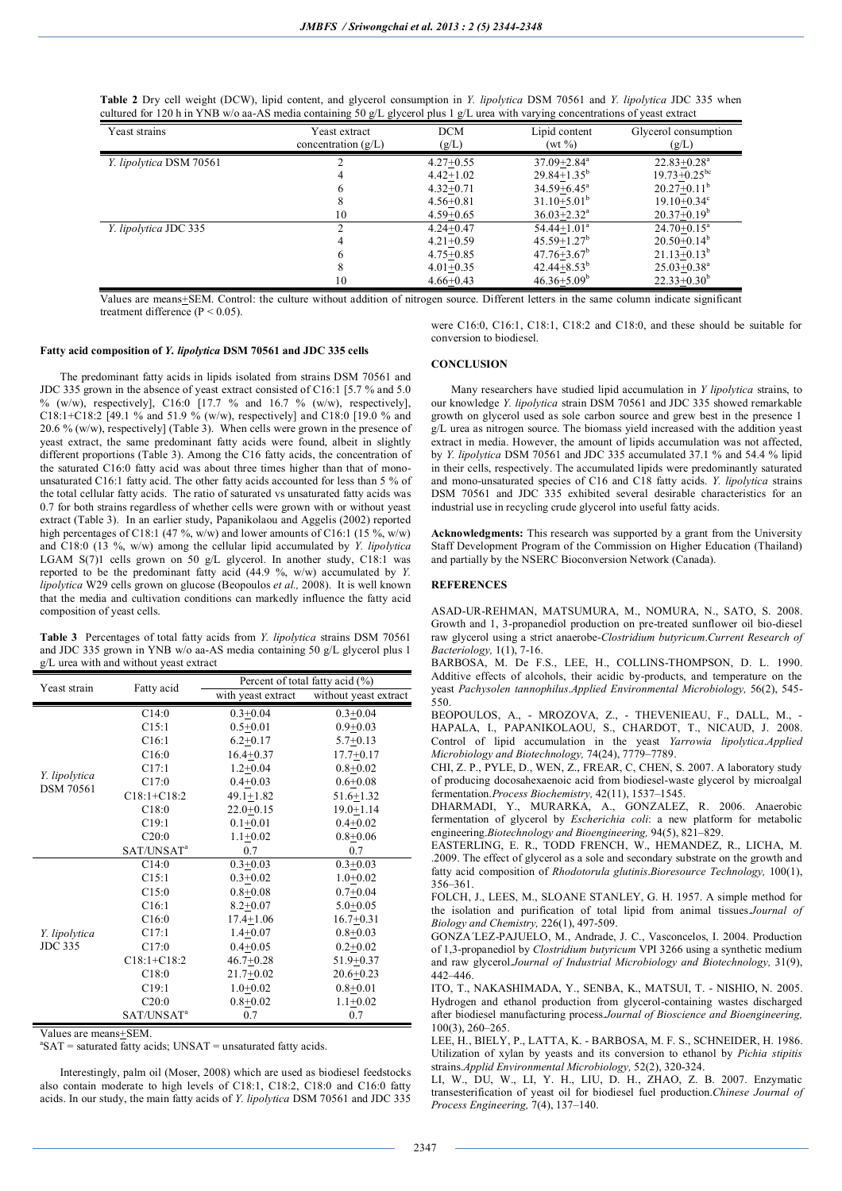**Table 2** Dry cell weight (DCW), lipid content, and glycerol consumption in *Y. lipolytica* DSM 70561 and *Y. lipolytica* JDC 335 when cultured for 120 h in YNB w/o aa-AS media containing 50 g/L glycerol plus 1 g/L urea with varying concentrations of yeast extract

| Yeast strains | Yeast extract concentration (g/L) | DCM (g/L) | Lipid content (wt %) | Glycerol consumption (g/L) |
|---|---|---|---|---|
| *Y. lipolytica* DSM 70561 | 2 | 4.27±0.55 | 37.09±2.84[a] | 22.83±0.28[a] |
| | 4 | 4.42±1.02 | 29.84±1.35[b] | 19.73±0.25[bc] |
| | 6 | 4.32±0.71 | 34.59±6.45[a] | 20.27±0.11[b] |
| | 8 | 4.56±0.81 | 31.10±5.01[b] | 19.10±0.34[c] |
| | 10 | 4.59±0.65 | 36.03±2.32[a] | 20.37±0.19[b] |
| *Y. lipolytica* JDC 335 | 2 | 4.24±0.47 | 54.44±1.01[a] | 24.70±0.15[a] |
| | 4 | 4.21±0.59 | 45.59±1.27[b] | 20.50±0.14[b] |
| | 6 | 4.75±0.85 | 47.76±3.67[b] | 21.13±0.13[b] |
| | 8 | 4.01±0.35 | 42.44±8.53[b] | 25.03±0.38[a] |
| | 10 | 4.66±0.43 | 46.36±5.09[b] | 22.33±0.30[b] |

Values are means±SEM. Control: the culture without addition of nitrogen source. Different letters in the same column indicate significant treatment difference ($P < 0.05$).

### Fatty acid composition of *Y. lipolytica* DSM 70561 and JDC 335 cells

The predominant fatty acids in lipids isolated from strains DSM 70561 and JDC 335 grown in the absence of yeast extract consisted of C16:1 [5.7 % and 5.0 % (w/w), respectively], C16:0 [17.7 % and 16.7 % (w/w), respectively], C18:1+C18:2 [49.1 % and 51.9 % (w/w), respectively] and C18:0 [19.0 % and 20.6 % (w/w), respectively] (Table 3). When cells were grown in the presence of yeast extract, the same predominant fatty acids were found, albeit in slightly different proportions (Table 3). Among the C16 fatty acids, the concentration of the saturated C16:0 fatty acid was about three times higher than that of mono-unsaturated C16:1 fatty acid. The other fatty acids accounted for less than 5 % of the total cellular fatty acids. The ratio of saturated vs unsaturated fatty acids was 0.7 for both strains regardless of whether cells were grown with or without yeast extract (Table 3). In an earlier study, Papanikolaou and Aggelis (2002) reported high percentages of C18:1 (47 %, w/w) and lower amounts of C16:1 (15 %, w/w) and C18:0 (13 %, w/w) among the cellular lipid accumulated by *Y. lipolytica* LGAM S(7)1 cells grown on 50 g/L glycerol. In another study, C18:1 was reported to be the predominant fatty acid (44.9 %, w/w) accumulated by *Y. lipolytica* W29 cells grown on glucose (Beopoulos *et al.,* 2008). It is well known that the media and cultivation conditions can markedly influence the fatty acid composition of yeast cells.

**Table 3** Percentages of total fatty acids from *Y. lipolytica* strains DSM 70561 and JDC 335 grown in YNB w/o aa-AS media containing 50 g/L glycerol plus 1 g/L urea with and without yeast extract

| Yeast strain | Fatty acid | Percent of total fatty acid (%) | |
|---|---|---|---|
| | | with yeast extract | without yeast extract |
| *Y. lipolytica* DSM 70561 | C14:0 | 0.3±0.04 | 0.3±0.04 |
| | C15:1 | 0.5±0.01 | 0.9±0.03 |
| | C16:1 | 6.2±0.17 | 5.7±0.13 |
| | C16:0 | 16.4±0.37 | 17.7±0.17 |
| | C17:1 | 1.2±0.04 | 0.8±0.02 |
| | C17:0 | 0.4±0.03 | 0.6±0.08 |
| | C18:1+C18:2 | 49.1±1.82 | 51.6±1.32 |
| | C18:0 | 22.0±0.15 | 19.0±1.14 |
| | C19:1 | 0.1±0.01 | 0.4±0.02 |
| | C20:0 | 1.1±0.02 | 0.8±0.06 |
| | SAT/UNSAT[a] | 0.7 | 0.7 |
| *Y. lipolytica* JDC 335 | C14:0 | 0.3±0.03 | 0.3±0.03 |
| | C15:1 | 0.3±0.02 | 1.0±0.02 |
| | C15:0 | 0.8±0.08 | 0.7±0.04 |
| | C16:1 | 8.2±0.07 | 5.0±0.05 |
| | C16:0 | 17.4±1.06 | 16.7±0.31 |
| | C17:1 | 1.4±0.07 | 0.8±0.03 |
| | C17:0 | 0.4±0.05 | 0.2±0.02 |
| | C18:1+C18:2 | 46.7±0.28 | 51.9±0.37 |
| | C18:0 | 21.7±0.02 | 20.6±0.23 |
| | C19:1 | 1.0±0.02 | 0.8±0.01 |
| | C20:0 | 0.8±0.02 | 1.1±0.02 |
| | SAT/UNSAT[a] | 0.7 | 0.7 |

Values are means±SEM.
[a]SAT = saturated fatty acids; UNSAT = unsaturated fatty acids.

Interestingly, palm oil (Moser, 2008) which are used as biodiesel feedstocks also contain moderate to high levels of C18:1, C18:2, C18:0 and C16:0 fatty acids. In our study, the main fatty acids of *Y. lipolytica* DSM 70561 and JDC 335 were C16:0, C16:1, C18:1, C18:2 and C18:0, and these should be suitable for conversion to biodiesel.

## CONCLUSION

Many researchers have studied lipid accumulation in *Y lipolytica* strains, to our knowledge *Y. lipolytica* strain DSM 70561 and JDC 335 showed remarkable growth on glycerol used as sole carbon source and grew best in the presence 1 g/L urea as nitrogen source. The biomass yield increased with the addition yeast extract in media. However, the amount of lipids accumulation was not affected, by *Y. lipolytica* DSM 70561 and JDC 335 accumulated 37.1 % and 54.4 % lipid in their cells, respectively. The accumulated lipids were predominantly saturated and mono-unsaturated species of C16 and C18 fatty acids. *Y. lipolytica* strains DSM 70561 and JDC 335 exhibited several desirable characteristics for an industrial use in recycling crude glycerol into useful fatty acids.

**Acknowledgments:** This research was supported by a grant from the University Staff Development Program of the Commission on Higher Education (Thailand) and partially by the NSERC Bioconversion Network (Canada).

## REFERENCES

ASAD-UR-REHMAN, MATSUMURA, M., NOMURA, N., SATO, S. 2008. Growth and 1, 3-propanediol production on pre-treated sunflower oil bio-diesel raw glycerol using a strict anaerobe-*Clostridium butyricum*.*Current Research of Bacteriology,* 1(1), 7-16.

BARBOSA, M. De F.S., LEE, H., COLLINS-THOMPSON, D. L. 1990. Additive effects of alcohols, their acidic by-products, and temperature on the yeast *Pachysolen tannophilus*.*Applied Environmental Microbiology,* 56(2), 545-550.

BEOPOULOS, A., - MROZOVA, Z., - THEVENIEAU, F., DALL, M., - HAPALA, I., PAPANIKOLAOU, S., CHARDOT, T., NICAUD, J. 2008. Control of lipid accumulation in the yeast *Yarrowia lipolytica*.*Applied Microbiology and Biotechnology,* 74(24), 7779–7789.

CHI, Z. P., PYLE, D., WEN, Z., FREAR, C, CHEN, S. 2007. A laboratory study of producing docosahexaenoic acid from biodiesel-waste glycerol by microalgal fermentation.*Process Biochemistry,* 42(11), 1537–1545.

DHARMADI, Y., MURARKA, A., GONZALEZ, R. 2006. Anaerobic fermentation of glycerol by *Escherichia coli*: a new platform for metabolic engineering.*Biotechnology and Bioengineering,* 94(5), 821–829.

EASTERLING, E. R., TODD FRENCH, W., HEMANDEZ, R., LICHA, M. .2009. The effect of glycerol as a sole and secondary substrate on the growth and fatty acid composition of *Rhodotorula glutinis*.*Bioresource Technology,* 100(1), 356–361.

FOLCH, J., LEES, M., SLOANE STANLEY, G. H. 1957. A simple method for the isolation and purification of total lipid from animal tissues.*Journal of Biology and Chemistry,* 226(1), 497-509.

GONZA´LEZ-PAJUELO, M., Andrade, J. C., Vasconcelos, I. 2004. Production of 1,3-propanediol by *Clostridium butyricum* VPI 3266 using a synthetic medium and raw glycerol.*Journal of Industrial Microbiology and Biotechnology,* 31(9), 442–446.

ITO, T., NAKASHIMADA, Y., SENBA, K., MATSUI, T. - NISHIO, N. 2005. Hydrogen and ethanol production from glycerol-containing wastes discharged after biodiesel manufacturing process.*Journal of Bioscience and Bioengineering,* 100(3), 260–265.

LEE, H., BIELY, P., LATTA, K. - BARBOSA, M. F. S., SCHNEIDER, H. 1986. Utilization of xylan by yeasts and its conversion to ethanol by *Pichia stipitis* strains.*Applid Environmental Microbiology,* 52(2), 320-324.

LI, W., DU, W., LI, Y. H., LIU, D. H., ZHAO, Z. B. 2007. Enzymatic transesterification of yeast oil for biodiesel fuel production.*Chinese Journal of Process Engineering,* 7(4), 137–140.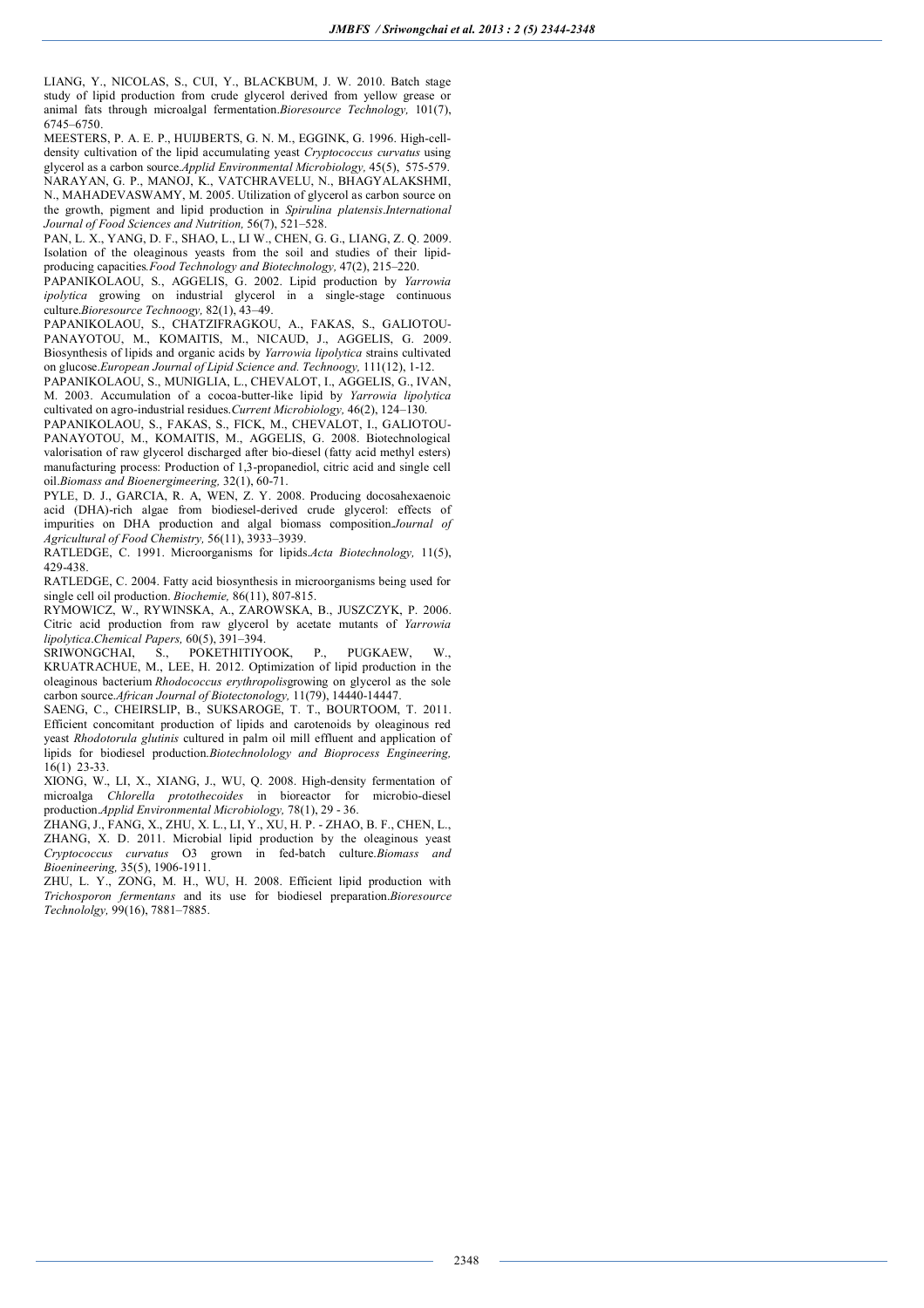LIANG, Y., NICOLAS, S., CUI, Y., BLACKBUM, J. W. 2010. Batch stage study of lipid production from crude glycerol derived from yellow grease or animal fats through microalgal fermentation.*Bioresource Technology,* 101(7), 6745–6750.

MEESTERS, P. A. E. P., HUIJBERTS, G. N. M., EGGINK, G. 1996. High-cell-density cultivation of the lipid accumulating yeast *Cryptococcus curvatus* using glycerol as a carbon source.*Applid Environmental Microbiology,* 45(5), 575-579.

NARAYAN, G. P., MANOJ, K., VATCHRAVELU, N., BHAGYALAKSHMI, N., MAHADEVASWAMY, M. 2005. Utilization of glycerol as carbon source on the growth, pigment and lipid production in *Spirulina platensis*.*International Journal of Food Sciences and Nutrition,* 56(7), 521–528.

PAN, L. X., YANG, D. F., SHAO, L., LI W., CHEN, G. G., LIANG, Z. Q. 2009. Isolation of the oleaginous yeasts from the soil and studies of their lipid-producing capacities.*Food Technology and Biotechnology,* 47(2), 215–220.

PAPANIKOLAOU, S., AGGELIS, G. 2002. Lipid production by *Yarrowia ipolytica* growing on industrial glycerol in a single-stage continuous culture.*Bioresource Technoogy,* 82(1), 43–49.

PAPANIKOLAOU, S., CHATZIFRAGKOU, A., FAKAS, S., GALIOTOU-PANAYOTOU, M., KOMAITIS, M., NICAUD, J., AGGELIS, G. 2009. Biosynthesis of lipids and organic acids by *Yarrowia lipolytica* strains cultivated on glucose.*European Journal of Lipid Science and. Technoogy,* 111(12), 1-12.

PAPANIKOLAOU, S., MUNIGLIA, L., CHEVALOT, I., AGGELIS, G., IVAN, M. 2003. Accumulation of a cocoa-butter-like lipid by *Yarrowia lipolytica* cultivated on agro-industrial residues.*Current Microbiology,* 46(2), 124–130.

PAPANIKOLAOU, S., FAKAS, S., FICK, M., CHEVALOT, I., GALIOTOU-PANAYOTOU, M., KOMAITIS, M., AGGELIS, G. 2008. Biotechnological valorisation of raw glycerol discharged after bio-diesel (fatty acid methyl esters) manufacturing process: Production of 1,3-propanediol, citric acid and single cell oil.*Biomass and Bioenergimeering,* 32(1), 60-71.

PYLE, D. J., GARCIA, R. A, WEN, Z. Y. 2008. Producing docosahexaenoic acid (DHA)-rich algae from biodiesel-derived crude glycerol: effects of impurities on DHA production and algal biomass composition.*Journal of Agricultural of Food Chemistry,* 56(11), 3933–3939.

RATLEDGE, C. 1991. Microorganisms for lipids.*Acta Biotechnology,* 11(5), 429-438.

RATLEDGE, C. 2004. Fatty acid biosynthesis in microorganisms being used for single cell oil production. *Biochemie,* 86(11), 807-815.

RYMOWICZ, W., RYWINSKA, A., ZAROWSKA, B., JUSZCZYK, P. 2006. Citric acid production from raw glycerol by acetate mutants of *Yarrowia lipolytica*.*Chemical Papers,* 60(5), 391–394.

SRIWONGCHAI, S., POKETHITIYOOK, P., PUGKAEW, W., KRUATRACHUE, M., LEE, H. 2012. Optimization of lipid production in the oleaginous bacterium *Rhodococcus erythropolis*growing on glycerol as the sole carbon source.*African Journal of Biotectonology,* 11(79), 14440-14447.

SAENG, C., CHEIRSLIP, B., SUKSAROGE, T. T., BOURTOOM, T. 2011. Efficient concomitant production of lipids and carotenoids by oleaginous red yeast *Rhodotorula glutinis* cultured in palm oil mill effluent and application of lipids for biodiesel production.*Biotechnolology and Bioprocess Engineering,* 16(1) 23-33.

XIONG, W., LI, X., XIANG, J., WU, Q. 2008. High-density fermentation of microalga *Chlorella protothecoides* in bioreactor for microbio-diesel production.*Applid Environmental Microbiology,* 78(1), 29 - 36.

ZHANG, J., FANG, X., ZHU, X. L., LI, Y., XU, H. P. - ZHAO, B. F., CHEN, L., ZHANG, X. D. 2011. Microbial lipid production by the oleaginous yeast *Cryptococcus curvatus* O3 grown in fed-batch culture.*Biomass and Bioenineering,* 35(5), 1906-1911.

ZHU, L. Y., ZONG, M. H., WU, H. 2008. Efficient lipid production with *Trichosporon fermentans* and its use for biodiesel preparation.*Bioresource Technololgy,* 99(16), 7881–7885.